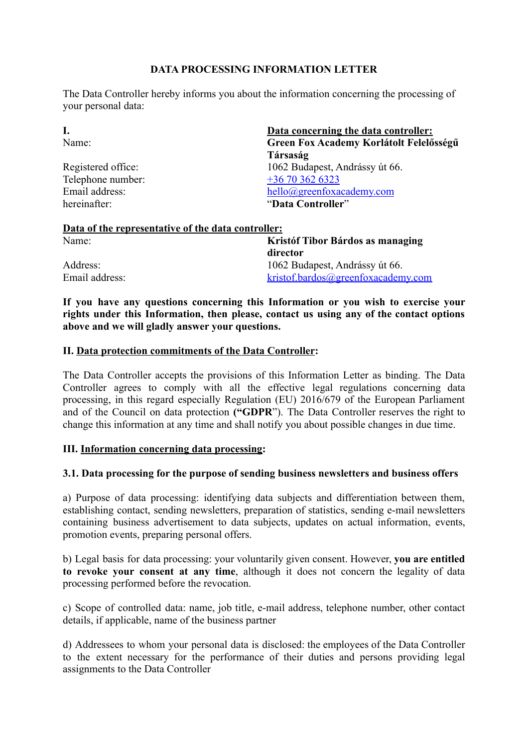# DATA PROCESSING INFORMATION LETTER

The Data Controller hereby informs you about the information concerning the processing of your personal data:

| **I.** | **Data concerning the data controller:** |
| --- | --- |
| Name: | **Green Fox Academy Korlátolt Felelősségű Társaság** |
| Registered office: | 1062 Budapest, Andrássy út 66. |
| Telephone number: | +36 70 362 6323 |
| Email address: | hello@greenfoxacademy.com |
| hereinafter: | “**Data Controller**” |

**Data of the representative of the data controller:**

| | |
| --- | --- |
| Name: | **Kristóf Tibor Bárdos as managing director** |
| Address: | 1062 Budapest, Andrássy út 66. |
| Email address: | kristof.bardos@greenfoxacademy.com |

**If you have any questions concerning this Information or you wish to exercise your rights under this Information, then please, contact us using any of the contact options above and we will gladly answer your questions.**

## II. Data protection commitments of the Data Controller:

The Data Controller accepts the provisions of this Information Letter as binding. The Data Controller agrees to comply with all the effective legal regulations concerning data processing, in this regard especially Regulation (EU) 2016/679 of the European Parliament and of the Council on data protection **(“GDPR**”). The Data Controller reserves the right to change this information at any time and shall notify you about possible changes in due time.

## III. Information concerning data processing:

### 3.1. Data processing for the purpose of sending business newsletters and business offers

a) Purpose of data processing: identifying data subjects and differentiation between them, establishing contact, sending newsletters, preparation of statistics, sending e-mail newsletters containing business advertisement to data subjects, updates on actual information, events, promotion events, preparing personal offers.

b) Legal basis for data processing: your voluntarily given consent. However, **you are entitled to revoke your consent at any time**, although it does not concern the legality of data processing performed before the revocation.

c) Scope of controlled data: name, job title, e-mail address, telephone number, other contact details, if applicable, name of the business partner

d) Addressees to whom your personal data is disclosed: the employees of the Data Controller to the extent necessary for the performance of their duties and persons providing legal assignments to the Data Controller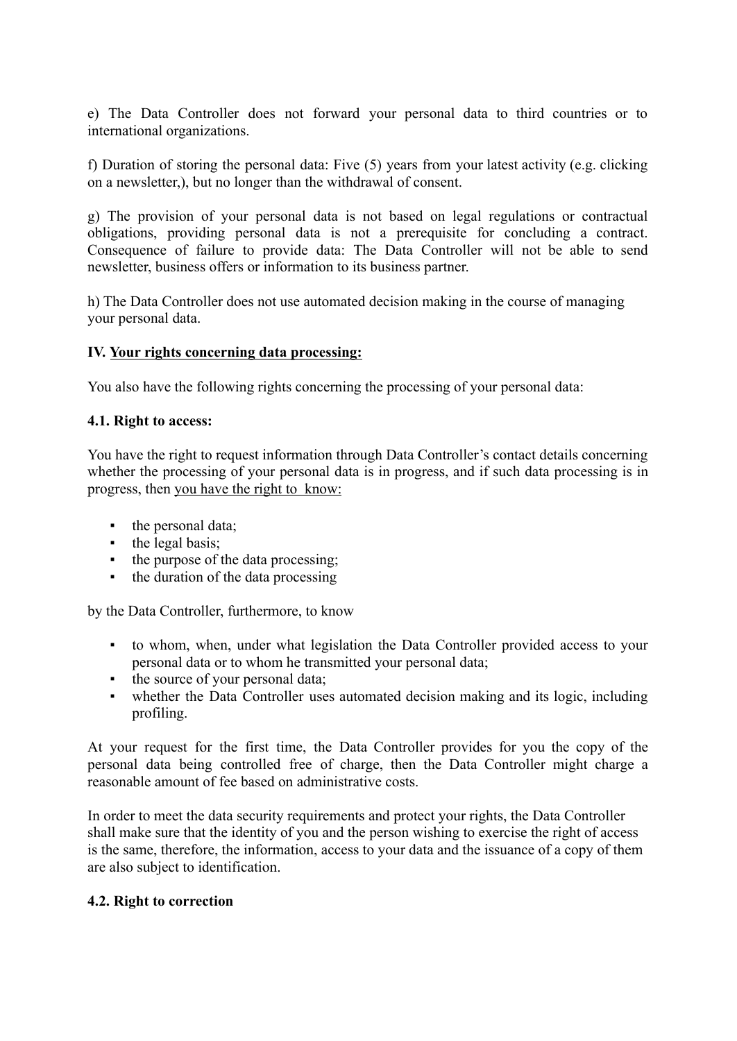e) The Data Controller does not forward your personal data to third countries or to international organizations.

f) Duration of storing the personal data: Five (5) years from your latest activity (e.g. clicking on a newsletter,), but no longer than the withdrawal of consent.

g) The provision of your personal data is not based on legal regulations or contractual obligations, providing personal data is not a prerequisite for concluding a contract. Consequence of failure to provide data: The Data Controller will not be able to send newsletter, business offers or information to its business partner.

h) The Data Controller does not use automated decision making in the course of managing your personal data.

## IV. <u>Your rights concerning data processing:</u>

You also have the following rights concerning the processing of your personal data:

### 4.1. Right to access:

You have the right to request information through Data Controller's contact details concerning whether the processing of your personal data is in progress, and if such data processing is in progress, then <u>you have the right to  know:</u>

- the personal data;
- the legal basis;
- the purpose of the data processing;
- the duration of the data processing

by the Data Controller, furthermore, to know

- to whom, when, under what legislation the Data Controller provided access to your personal data or to whom he transmitted your personal data;
- the source of your personal data;
- whether the Data Controller uses automated decision making and its logic, including profiling.

At your request for the first time, the Data Controller provides for you the copy of the personal data being controlled free of charge, then the Data Controller might charge a reasonable amount of fee based on administrative costs.

In order to meet the data security requirements and protect your rights, the Data Controller shall make sure that the identity of you and the person wishing to exercise the right of access is the same, therefore, the information, access to your data and the issuance of a copy of them are also subject to identification.

### 4.2. Right to correction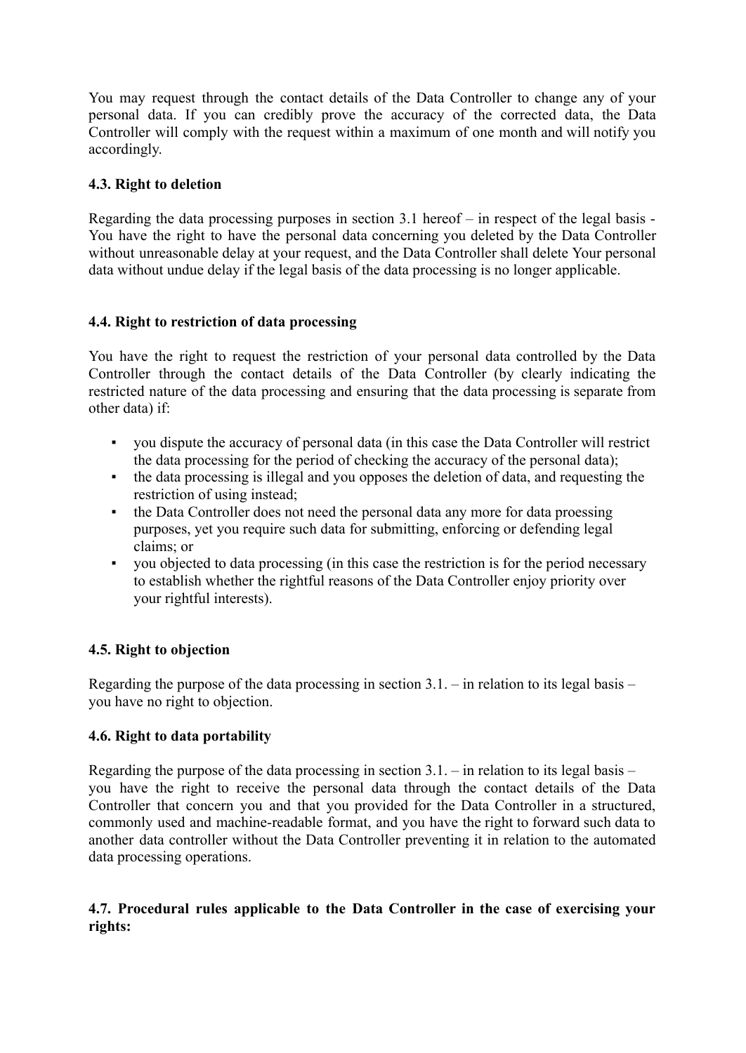You may request through the contact details of the Data Controller to change any of your personal data. If you can credibly prove the accuracy of the corrected data, the Data Controller will comply with the request within a maximum of one month and will notify you accordingly.

### 4.3. Right to deletion

Regarding the data processing purposes in section 3.1 hereof – in respect of the legal basis - You have the right to have the personal data concerning you deleted by the Data Controller without unreasonable delay at your request, and the Data Controller shall delete Your personal data without undue delay if the legal basis of the data processing is no longer applicable.

### 4.4. Right to restriction of data processing

You have the right to request the restriction of your personal data controlled by the Data Controller through the contact details of the Data Controller (by clearly indicating the restricted nature of the data processing and ensuring that the data processing is separate from other data) if:

- you dispute the accuracy of personal data (in this case the Data Controller will restrict the data processing for the period of checking the accuracy of the personal data);
- the data processing is illegal and you opposes the deletion of data, and requesting the restriction of using instead;
- the Data Controller does not need the personal data any more for data proessing purposes, yet you require such data for submitting, enforcing or defending legal claims; or
- you objected to data processing (in this case the restriction is for the period necessary to establish whether the rightful reasons of the Data Controller enjoy priority over your rightful interests).

### 4.5. Right to objection

Regarding the purpose of the data processing in section 3.1. – in relation to its legal basis – you have no right to objection.

### 4.6. Right to data portability

Regarding the purpose of the data processing in section 3.1. – in relation to its legal basis – you have the right to receive the personal data through the contact details of the Data Controller that concern you and that you provided for the Data Controller in a structured, commonly used and machine-readable format, and you have the right to forward such data to another data controller without the Data Controller preventing it in relation to the automated data processing operations.

### 4.7. Procedural rules applicable to the Data Controller in the case of exercising your rights: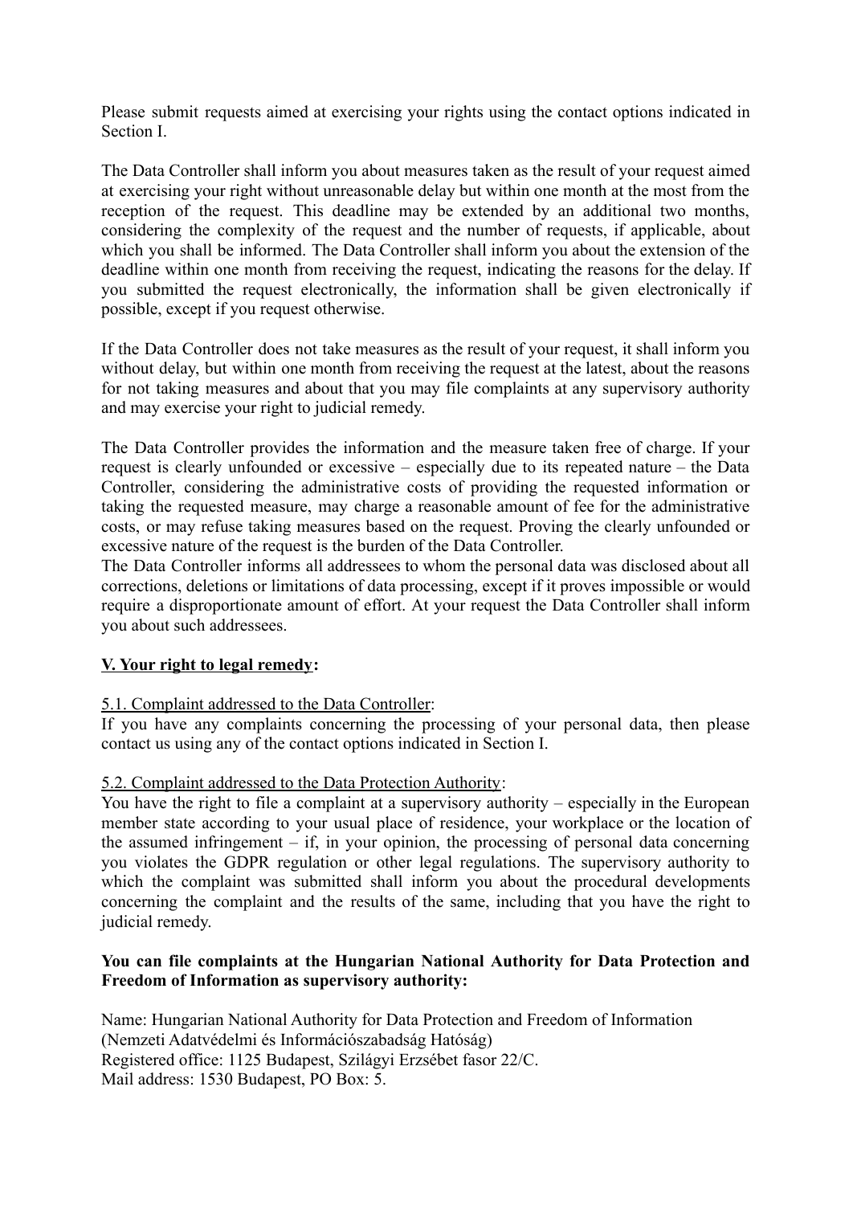Please submit requests aimed at exercising your rights using the contact options indicated in Section I.

The Data Controller shall inform you about measures taken as the result of your request aimed at exercising your right without unreasonable delay but within one month at the most from the reception of the request. This deadline may be extended by an additional two months, considering the complexity of the request and the number of requests, if applicable, about which you shall be informed. The Data Controller shall inform you about the extension of the deadline within one month from receiving the request, indicating the reasons for the delay. If you submitted the request electronically, the information shall be given electronically if possible, except if you request otherwise.

If the Data Controller does not take measures as the result of your request, it shall inform you without delay, but within one month from receiving the request at the latest, about the reasons for not taking measures and about that you may file complaints at any supervisory authority and may exercise your right to judicial remedy.

The Data Controller provides the information and the measure taken free of charge. If your request is clearly unfounded or excessive – especially due to its repeated nature – the Data Controller, considering the administrative costs of providing the requested information or taking the requested measure, may charge a reasonable amount of fee for the administrative costs, or may refuse taking measures based on the request. Proving the clearly unfounded or excessive nature of the request is the burden of the Data Controller.
The Data Controller informs all addressees to whom the personal data was disclosed about all corrections, deletions or limitations of data processing, except if it proves impossible or would require a disproportionate amount of effort. At your request the Data Controller shall inform you about such addressees.

## <u>V. Your right to legal remedy</u>:

<u>5.1. Complaint addressed to the Data Controller</u>:
If you have any complaints concerning the processing of your personal data, then please contact us using any of the contact options indicated in Section I.

<u>5.2. Complaint addressed to the Data Protection Authority</u>:
You have the right to file a complaint at a supervisory authority – especially in the European member state according to your usual place of residence, your workplace or the location of the assumed infringement – if, in your opinion, the processing of personal data concerning you violates the GDPR regulation or other legal regulations. The supervisory authority to which the complaint was submitted shall inform you about the procedural developments concerning the complaint and the results of the same, including that you have the right to judicial remedy.

**You can file complaints at the Hungarian National Authority for Data Protection and Freedom of Information as supervisory authority:**

Name: Hungarian National Authority for Data Protection and Freedom of Information (Nemzeti Adatvédelmi és Információszabadság Hatóság)
Registered office: 1125 Budapest, Szilágyi Erzsébet fasor 22/C.
Mail address: 1530 Budapest, PO Box: 5.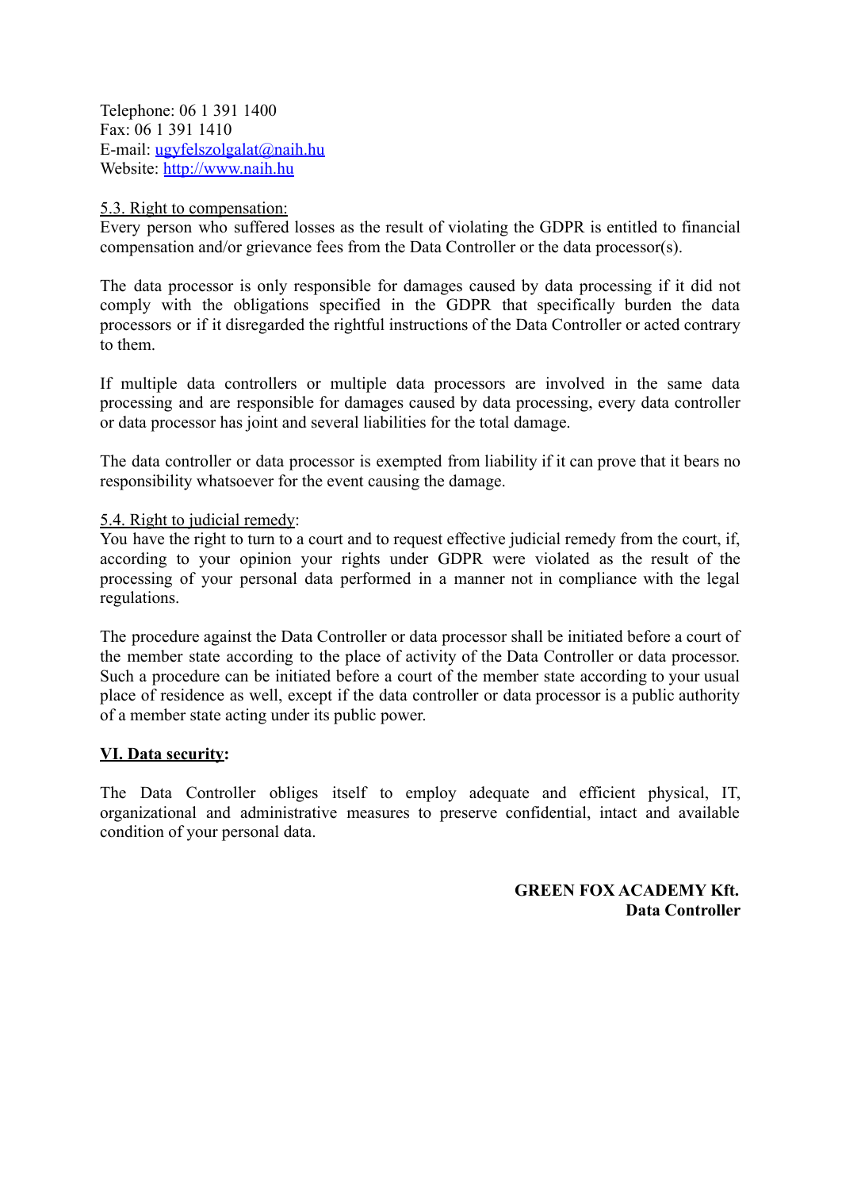Telephone: 06 1 391 1400
Fax: 06 1 391 1410
E-mail: ugyfelszolgalat@naih.hu
Website: http://www.naih.hu

5.3. Right to compensation:

Every person who suffered losses as the result of violating the GDPR is entitled to financial compensation and/or grievance fees from the Data Controller or the data processor(s).

The data processor is only responsible for damages caused by data processing if it did not comply with the obligations specified in the GDPR that specifically burden the data processors or if it disregarded the rightful instructions of the Data Controller or acted contrary to them.

If multiple data controllers or multiple data processors are involved in the same data processing and are responsible for damages caused by data processing, every data controller or data processor has joint and several liabilities for the total damage.

The data controller or data processor is exempted from liability if it can prove that it bears no responsibility whatsoever for the event causing the damage.

5.4. Right to judicial remedy:

You have the right to turn to a court and to request effective judicial remedy from the court, if, according to your opinion your rights under GDPR were violated as the result of the processing of your personal data performed in a manner not in compliance with the legal regulations.

The procedure against the Data Controller or data processor shall be initiated before a court of the member state according to the place of activity of the Data Controller or data processor. Such a procedure can be initiated before a court of the member state according to your usual place of residence as well, except if the data controller or data processor is a public authority of a member state acting under its public power.

## VI. Data security:

The Data Controller obliges itself to employ adequate and efficient physical, IT, organizational and administrative measures to preserve confidential, intact and available condition of your personal data.

**GREEN FOX ACADEMY Kft.**
**Data Controller**